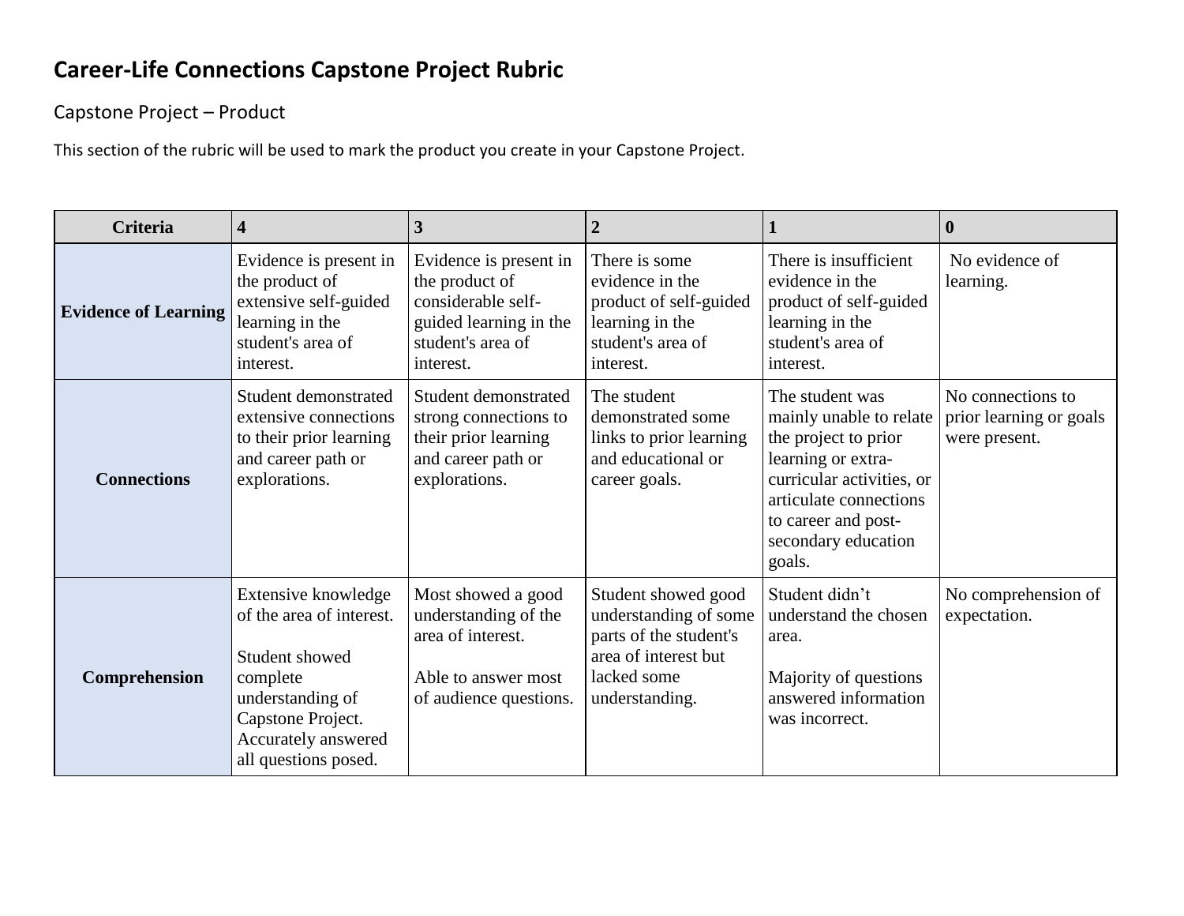# Career-Life Connections Capstone Project Rubric

## Capstone Project – Product

This section of the rubric will be used to mark the product you create in your Capstone Project.

| Criteria | 4 | 3 | 2 | 1 | 0 |
|---|---|---|---|---|---|
| **Evidence of Learning** | Evidence is present in the product of extensive self-guided learning in the student's area of interest. | Evidence is present in the product of considerable self-guided learning in the student's area of interest. | There is some evidence in the product of self-guided learning in the student's area of interest. | There is insufficient evidence in the product of self-guided learning in the student's area of interest. | No evidence of learning. |
| **Connections** | Student demonstrated extensive connections to their prior learning and career path or explorations. | Student demonstrated strong connections to their prior learning and career path or explorations. | The student demonstrated some links to prior learning and educational or career goals. | The student was mainly unable to relate the project to prior learning or extra-curricular activities, or articulate connections to career and post-secondary education goals. | No connections to prior learning or goals were present. |
| **Comprehension** | Extensive knowledge of the area of interest.<br><br>Student showed complete understanding of Capstone Project. Accurately answered all questions posed. | Most showed a good understanding of the area of interest.<br><br>Able to answer most of audience questions. | Student showed good understanding of some parts of the student's area of interest but lacked some understanding. | Student didn't understand the chosen area.<br><br>Majority of questions answered information was incorrect. | No comprehension of expectation. |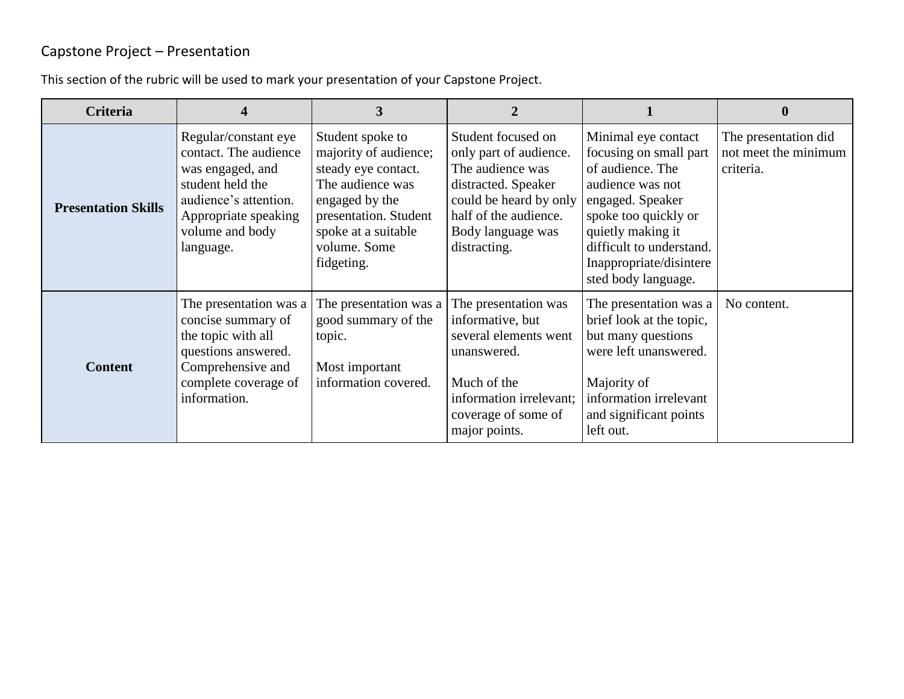## Capstone Project – Presentation

This section of the rubric will be used to mark your presentation of your Capstone Project.

| Criteria | 4 | 3 | 2 | 1 | 0 |
|---|---|---|---|---|---|
| **Presentation Skills** | Regular/constant eye contact. The audience was engaged, and student held the audience's attention. Appropriate speaking volume and body language. | Student spoke to majority of audience; steady eye contact. The audience was engaged by the presentation. Student spoke at a suitable volume. Some fidgeting. | Student focused on only part of audience. The audience was distracted. Speaker could be heard by only half of the audience. Body language was distracting. | Minimal eye contact focusing on small part of audience. The audience was not engaged. Speaker spoke too quickly or quietly making it difficult to understand. Inappropriate/disinterested body language. | The presentation did not meet the minimum criteria. |
| **Content** | The presentation was a concise summary of the topic with all questions answered. Comprehensive and complete coverage of information. | The presentation was a good summary of the topic.<br><br>Most important information covered. | The presentation was informative, but several elements went unanswered.<br><br>Much of the information irrelevant; coverage of some of major points. | The presentation was a brief look at the topic, but many questions were left unanswered.<br><br>Majority of information irrelevant and significant points left out. | No content. |